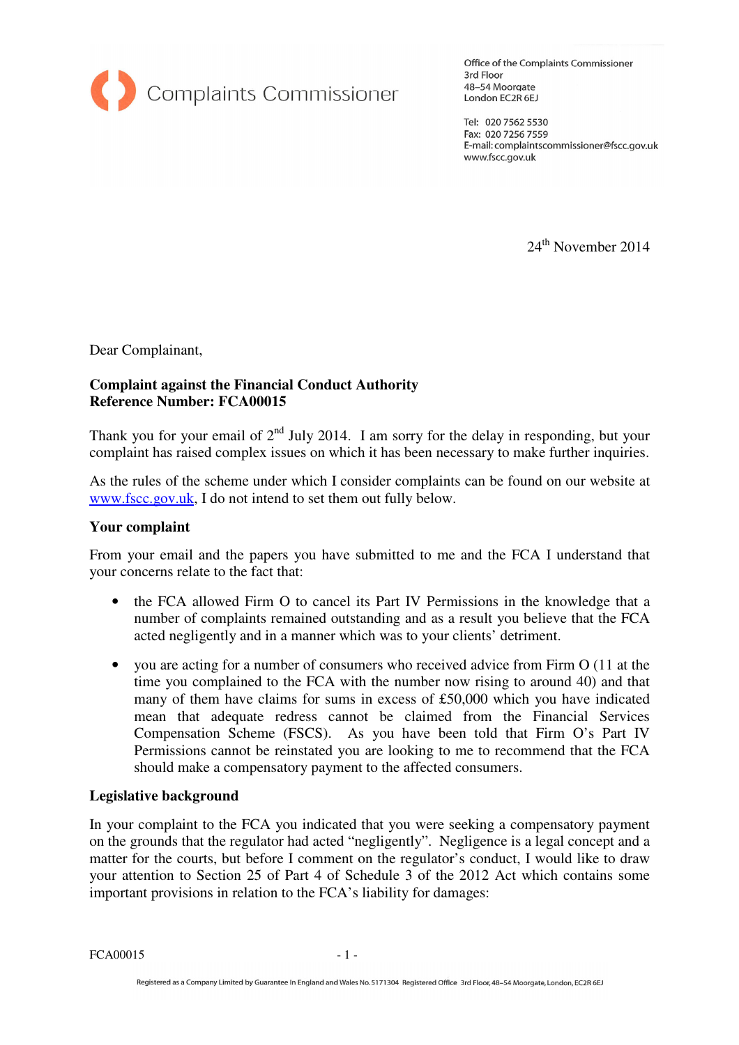Complaints Commissioner

Office of the Complaints Commissioner
3rd Floor
48–54 Moorgate
London EC2R 6EJ

Tel: 020 7562 5530
Fax: 020 7256 7559
E-mail: complaintscommissioner@fscc.gov.uk
www.fscc.gov.uk

24th November 2014

Dear Complainant,

**Complaint against the Financial Conduct Authority**
**Reference Number: FCA00015**

Thank you for your email of 2nd July 2014. I am sorry for the delay in responding, but your complaint has raised complex issues on which it has been necessary to make further inquiries.

As the rules of the scheme under which I consider complaints can be found on our website at www.fscc.gov.uk, I do not intend to set them out fully below.

**Your complaint**

From your email and the papers you have submitted to me and the FCA I understand that your concerns relate to the fact that:

- the FCA allowed Firm O to cancel its Part IV Permissions in the knowledge that a number of complaints remained outstanding and as a result you believe that the FCA acted negligently and in a manner which was to your clients' detriment.
- you are acting for a number of consumers who received advice from Firm O (11 at the time you complained to the FCA with the number now rising to around 40) and that many of them have claims for sums in excess of £50,000 which you have indicated mean that adequate redress cannot be claimed from the Financial Services Compensation Scheme (FSCS). As you have been told that Firm O's Part IV Permissions cannot be reinstated you are looking to me to recommend that the FCA should make a compensatory payment to the affected consumers.

**Legislative background**

In your complaint to the FCA you indicated that you were seeking a compensatory payment on the grounds that the regulator had acted "negligently". Negligence is a legal concept and a matter for the courts, but before I comment on the regulator's conduct, I would like to draw your attention to Section 25 of Part 4 of Schedule 3 of the 2012 Act which contains some important provisions in relation to the FCA's liability for damages:

FCA00015

Registered as a Company Limited by Guarantee in England and Wales No. 5171304 Registered Office 3rd Floor, 48–54 Moorgate, London, EC2R 6EJ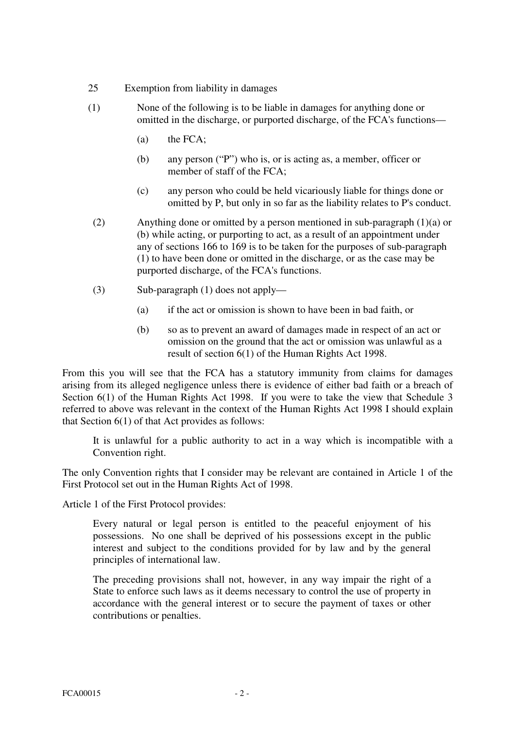25 Exemption from liability in damages

(1) None of the following is to be liable in damages for anything done or omitted in the discharge, or purported discharge, of the FCA's functions—

(a) the FCA;

(b) any person ("P") who is, or is acting as, a member, officer or member of staff of the FCA;

(c) any person who could be held vicariously liable for things done or omitted by P, but only in so far as the liability relates to P's conduct.

(2) Anything done or omitted by a person mentioned in sub-paragraph (1)(a) or (b) while acting, or purporting to act, as a result of an appointment under any of sections 166 to 169 is to be taken for the purposes of sub-paragraph (1) to have been done or omitted in the discharge, or as the case may be purported discharge, of the FCA's functions.

(3) Sub-paragraph (1) does not apply—

(a) if the act or omission is shown to have been in bad faith, or

(b) so as to prevent an award of damages made in respect of an act or omission on the ground that the act or omission was unlawful as a result of section 6(1) of the Human Rights Act 1998.

From this you will see that the FCA has a statutory immunity from claims for damages arising from its alleged negligence unless there is evidence of either bad faith or a breach of Section 6(1) of the Human Rights Act 1998. If you were to take the view that Schedule 3 referred to above was relevant in the context of the Human Rights Act 1998 I should explain that Section 6(1) of that Act provides as follows:

> It is unlawful for a public authority to act in a way which is incompatible with a Convention right.

The only Convention rights that I consider may be relevant are contained in Article 1 of the First Protocol set out in the Human Rights Act of 1998.

Article 1 of the First Protocol provides:

> Every natural or legal person is entitled to the peaceful enjoyment of his possessions. No one shall be deprived of his possessions except in the public interest and subject to the conditions provided for by law and by the general principles of international law.
>
> The preceding provisions shall not, however, in any way impair the right of a State to enforce such laws as it deems necessary to control the use of property in accordance with the general interest or to secure the payment of taxes or other contributions or penalties.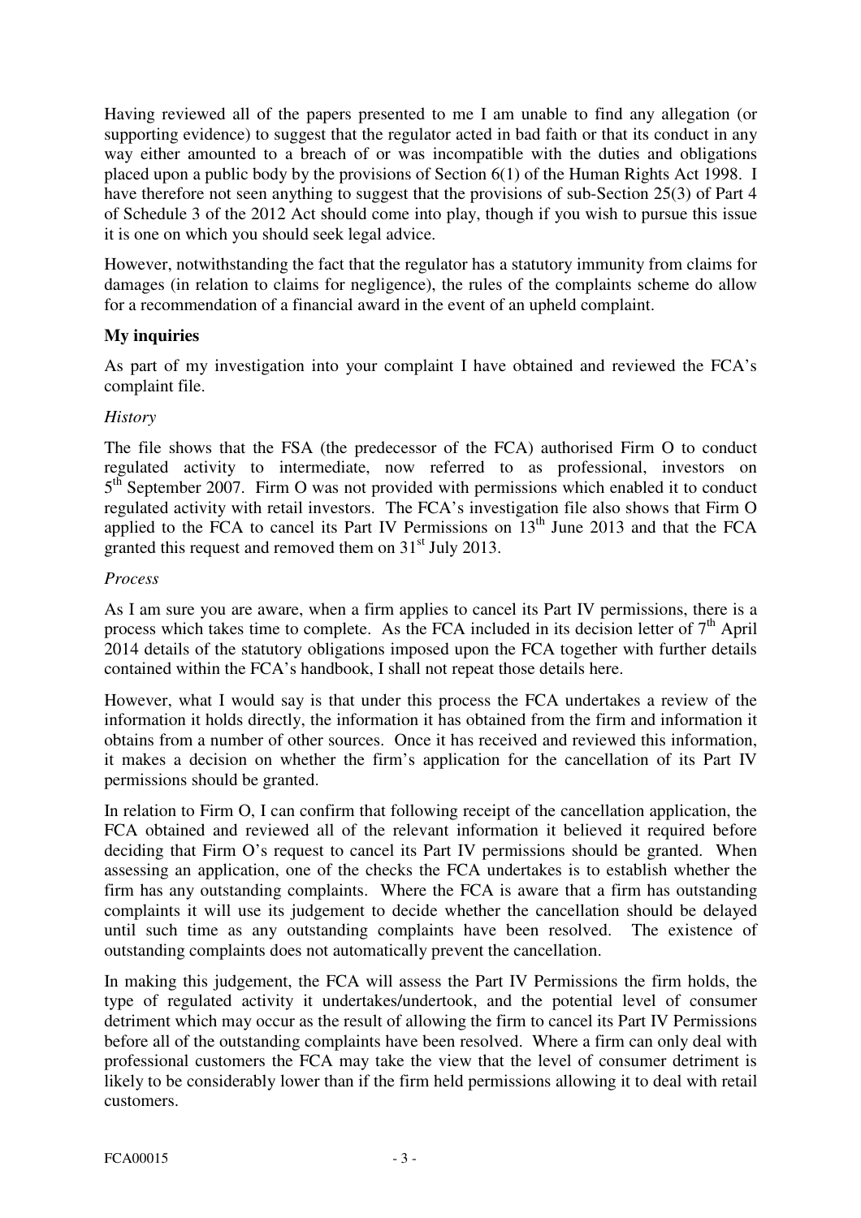Having reviewed all of the papers presented to me I am unable to find any allegation (or supporting evidence) to suggest that the regulator acted in bad faith or that its conduct in any way either amounted to a breach of or was incompatible with the duties and obligations placed upon a public body by the provisions of Section 6(1) of the Human Rights Act 1998. I have therefore not seen anything to suggest that the provisions of sub-Section 25(3) of Part 4 of Schedule 3 of the 2012 Act should come into play, though if you wish to pursue this issue it is one on which you should seek legal advice.

However, notwithstanding the fact that the regulator has a statutory immunity from claims for damages (in relation to claims for negligence), the rules of the complaints scheme do allow for a recommendation of a financial award in the event of an upheld complaint.

**My inquiries**

As part of my investigation into your complaint I have obtained and reviewed the FCA's complaint file.

*History*

The file shows that the FSA (the predecessor of the FCA) authorised Firm O to conduct regulated activity to intermediate, now referred to as professional, investors on 5th September 2007. Firm O was not provided with permissions which enabled it to conduct regulated activity with retail investors. The FCA's investigation file also shows that Firm O applied to the FCA to cancel its Part IV Permissions on 13th June 2013 and that the FCA granted this request and removed them on 31st July 2013.

*Process*

As I am sure you are aware, when a firm applies to cancel its Part IV permissions, there is a process which takes time to complete. As the FCA included in its decision letter of 7th April 2014 details of the statutory obligations imposed upon the FCA together with further details contained within the FCA's handbook, I shall not repeat those details here.

However, what I would say is that under this process the FCA undertakes a review of the information it holds directly, the information it has obtained from the firm and information it obtains from a number of other sources. Once it has received and reviewed this information, it makes a decision on whether the firm's application for the cancellation of its Part IV permissions should be granted.

In relation to Firm O, I can confirm that following receipt of the cancellation application, the FCA obtained and reviewed all of the relevant information it believed it required before deciding that Firm O's request to cancel its Part IV permissions should be granted. When assessing an application, one of the checks the FCA undertakes is to establish whether the firm has any outstanding complaints. Where the FCA is aware that a firm has outstanding complaints it will use its judgement to decide whether the cancellation should be delayed until such time as any outstanding complaints have been resolved. The existence of outstanding complaints does not automatically prevent the cancellation.

In making this judgement, the FCA will assess the Part IV Permissions the firm holds, the type of regulated activity it undertakes/undertook, and the potential level of consumer detriment which may occur as the result of allowing the firm to cancel its Part IV Permissions before all of the outstanding complaints have been resolved. Where a firm can only deal with professional customers the FCA may take the view that the level of consumer detriment is likely to be considerably lower than if the firm held permissions allowing it to deal with retail customers.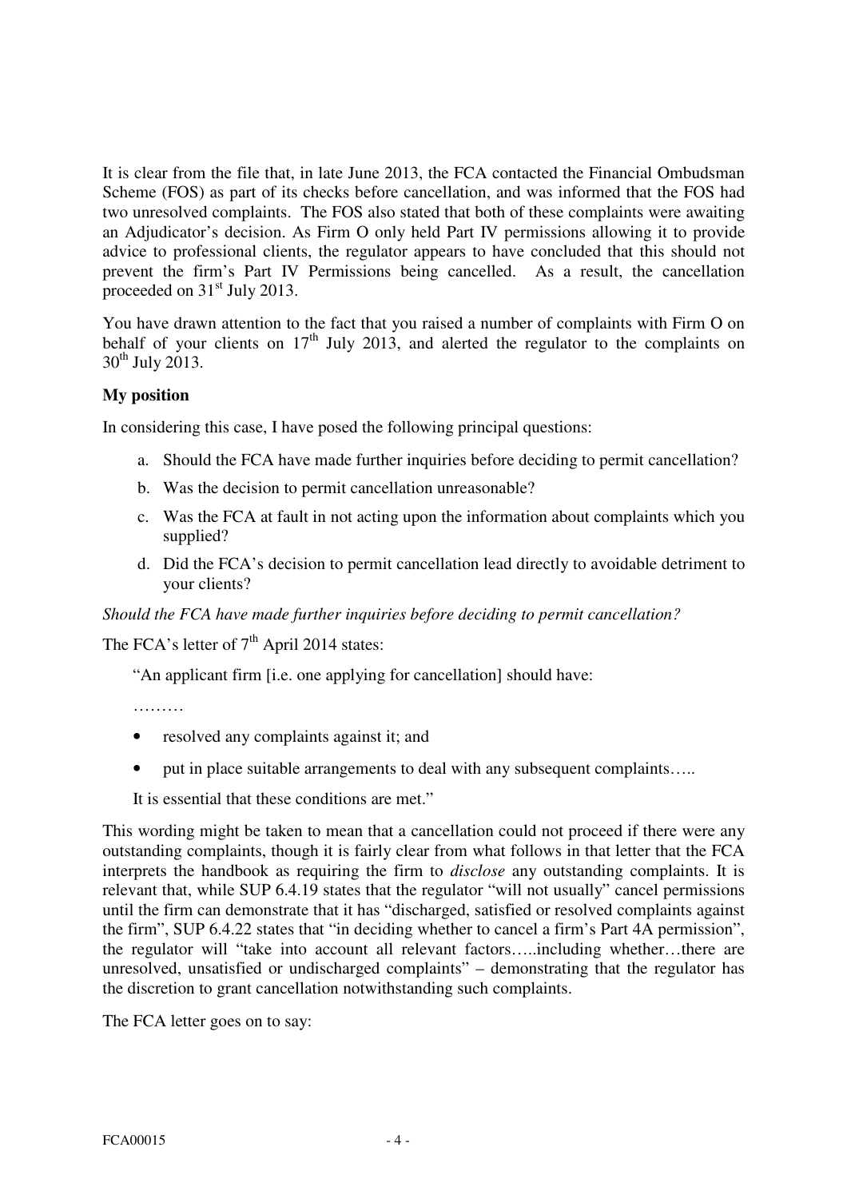It is clear from the file that, in late June 2013, the FCA contacted the Financial Ombudsman Scheme (FOS) as part of its checks before cancellation, and was informed that the FOS had two unresolved complaints. The FOS also stated that both of these complaints were awaiting an Adjudicator's decision. As Firm O only held Part IV permissions allowing it to provide advice to professional clients, the regulator appears to have concluded that this should not prevent the firm's Part IV Permissions being cancelled. As a result, the cancellation proceeded on 31st July 2013.

You have drawn attention to the fact that you raised a number of complaints with Firm O on behalf of your clients on 17th July 2013, and alerted the regulator to the complaints on 30th July 2013.

**My position**

In considering this case, I have posed the following principal questions:

a. Should the FCA have made further inquiries before deciding to permit cancellation?
b. Was the decision to permit cancellation unreasonable?
c. Was the FCA at fault in not acting upon the information about complaints which you supplied?
d. Did the FCA's decision to permit cancellation lead directly to avoidable detriment to your clients?

*Should the FCA have made further inquiries before deciding to permit cancellation?*

The FCA's letter of 7th April 2014 states:

> "An applicant firm [i.e. one applying for cancellation] should have:
>
> ………
>
> - resolved any complaints against it; and
> - put in place suitable arrangements to deal with any subsequent complaints…..
>
> It is essential that these conditions are met."

This wording might be taken to mean that a cancellation could not proceed if there were any outstanding complaints, though it is fairly clear from what follows in that letter that the FCA interprets the handbook as requiring the firm to *disclose* any outstanding complaints. It is relevant that, while SUP 6.4.19 states that the regulator "will not usually" cancel permissions until the firm can demonstrate that it has "discharged, satisfied or resolved complaints against the firm", SUP 6.4.22 states that "in deciding whether to cancel a firm's Part 4A permission", the regulator will "take into account all relevant factors…..including whether…there are unresolved, unsatisfied or undischarged complaints" – demonstrating that the regulator has the discretion to grant cancellation notwithstanding such complaints.

The FCA letter goes on to say: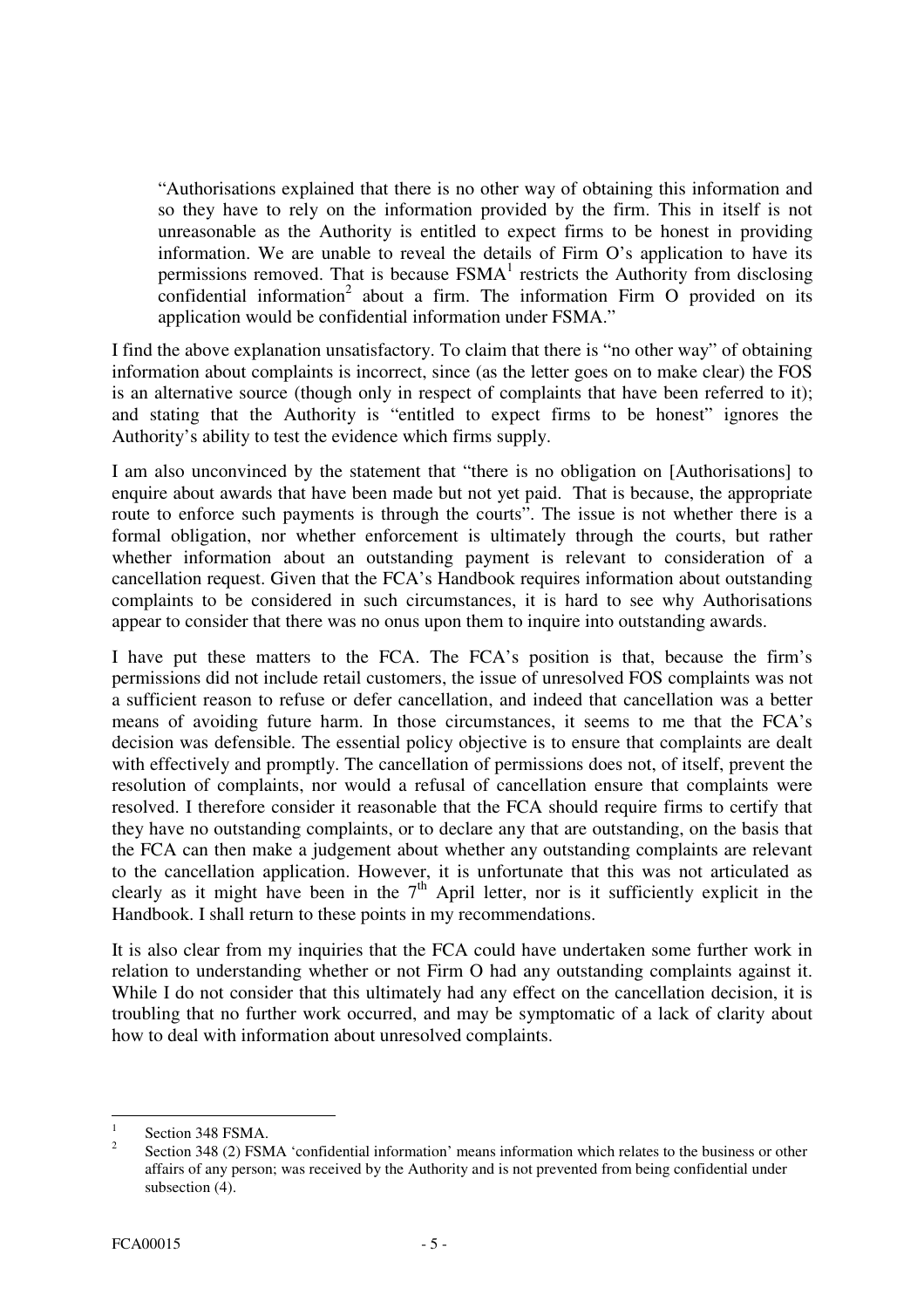> "Authorisations explained that there is no other way of obtaining this information and so they have to rely on the information provided by the firm. This in itself is not unreasonable as the Authority is entitled to expect firms to be honest in providing information. We are unable to reveal the details of Firm O's application to have its permissions removed. That is because FSMA[1] restricts the Authority from disclosing confidential information[2] about a firm. The information Firm O provided on its application would be confidential information under FSMA."

I find the above explanation unsatisfactory. To claim that there is "no other way" of obtaining information about complaints is incorrect, since (as the letter goes on to make clear) the FOS is an alternative source (though only in respect of complaints that have been referred to it); and stating that the Authority is "entitled to expect firms to be honest" ignores the Authority's ability to test the evidence which firms supply.

I am also unconvinced by the statement that "there is no obligation on [Authorisations] to enquire about awards that have been made but not yet paid. That is because, the appropriate route to enforce such payments is through the courts". The issue is not whether there is a formal obligation, nor whether enforcement is ultimately through the courts, but rather whether information about an outstanding payment is relevant to consideration of a cancellation request. Given that the FCA's Handbook requires information about outstanding complaints to be considered in such circumstances, it is hard to see why Authorisations appear to consider that there was no onus upon them to inquire into outstanding awards.

I have put these matters to the FCA. The FCA's position is that, because the firm's permissions did not include retail customers, the issue of unresolved FOS complaints was not a sufficient reason to refuse or defer cancellation, and indeed that cancellation was a better means of avoiding future harm. In those circumstances, it seems to me that the FCA's decision was defensible. The essential policy objective is to ensure that complaints are dealt with effectively and promptly. The cancellation of permissions does not, of itself, prevent the resolution of complaints, nor would a refusal of cancellation ensure that complaints were resolved. I therefore consider it reasonable that the FCA should require firms to certify that they have no outstanding complaints, or to declare any that are outstanding, on the basis that the FCA can then make a judgement about whether any outstanding complaints are relevant to the cancellation application. However, it is unfortunate that this was not articulated as clearly as it might have been in the 7th April letter, nor is it sufficiently explicit in the Handbook. I shall return to these points in my recommendations.

It is also clear from my inquiries that the FCA could have undertaken some further work in relation to understanding whether or not Firm O had any outstanding complaints against it. While I do not consider that this ultimately had any effect on the cancellation decision, it is troubling that no further work occurred, and may be symptomatic of a lack of clarity about how to deal with information about unresolved complaints.

---

[1] Section 348 FSMA.

[2] Section 348 (2) FSMA 'confidential information' means information which relates to the business or other affairs of any person; was received by the Authority and is not prevented from being confidential under subsection (4).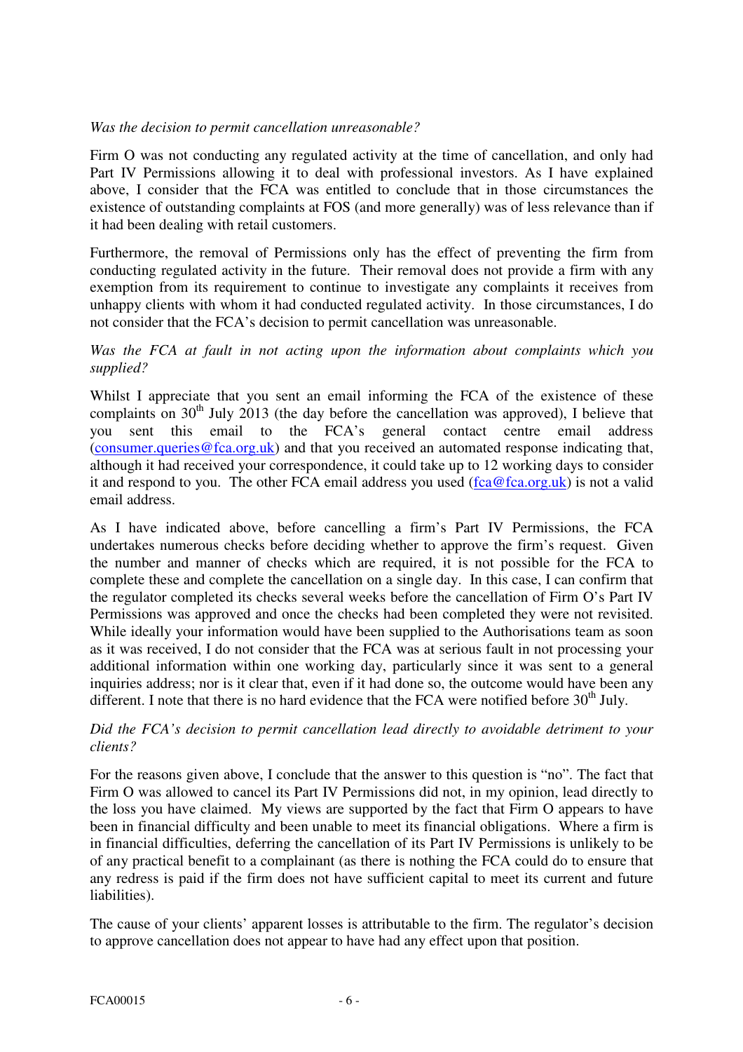*Was the decision to permit cancellation unreasonable?*

Firm O was not conducting any regulated activity at the time of cancellation, and only had Part IV Permissions allowing it to deal with professional investors. As I have explained above, I consider that the FCA was entitled to conclude that in those circumstances the existence of outstanding complaints at FOS (and more generally) was of less relevance than if it had been dealing with retail customers.

Furthermore, the removal of Permissions only has the effect of preventing the firm from conducting regulated activity in the future. Their removal does not provide a firm with any exemption from its requirement to continue to investigate any complaints it receives from unhappy clients with whom it had conducted regulated activity. In those circumstances, I do not consider that the FCA's decision to permit cancellation was unreasonable.

*Was the FCA at fault in not acting upon the information about complaints which you supplied?*

Whilst I appreciate that you sent an email informing the FCA of the existence of these complaints on 30th July 2013 (the day before the cancellation was approved), I believe that you sent this email to the FCA's general contact centre email address ([consumer.queries@fca.org.uk](mailto:consumer.queries@fca.org.uk)) and that you received an automated response indicating that, although it had received your correspondence, it could take up to 12 working days to consider it and respond to you. The other FCA email address you used ([fca@fca.org.uk](mailto:fca@fca.org.uk)) is not a valid email address.

As I have indicated above, before cancelling a firm's Part IV Permissions, the FCA undertakes numerous checks before deciding whether to approve the firm's request. Given the number and manner of checks which are required, it is not possible for the FCA to complete these and complete the cancellation on a single day. In this case, I can confirm that the regulator completed its checks several weeks before the cancellation of Firm O's Part IV Permissions was approved and once the checks had been completed they were not revisited. While ideally your information would have been supplied to the Authorisations team as soon as it was received, I do not consider that the FCA was at serious fault in not processing your additional information within one working day, particularly since it was sent to a general inquiries address; nor is it clear that, even if it had done so, the outcome would have been any different. I note that there is no hard evidence that the FCA were notified before 30th July.

*Did the FCA's decision to permit cancellation lead directly to avoidable detriment to your clients?*

For the reasons given above, I conclude that the answer to this question is "no". The fact that Firm O was allowed to cancel its Part IV Permissions did not, in my opinion, lead directly to the loss you have claimed. My views are supported by the fact that Firm O appears to have been in financial difficulty and been unable to meet its financial obligations. Where a firm is in financial difficulties, deferring the cancellation of its Part IV Permissions is unlikely to be of any practical benefit to a complainant (as there is nothing the FCA could do to ensure that any redress is paid if the firm does not have sufficient capital to meet its current and future liabilities).

The cause of your clients' apparent losses is attributable to the firm. The regulator's decision to approve cancellation does not appear to have had any effect upon that position.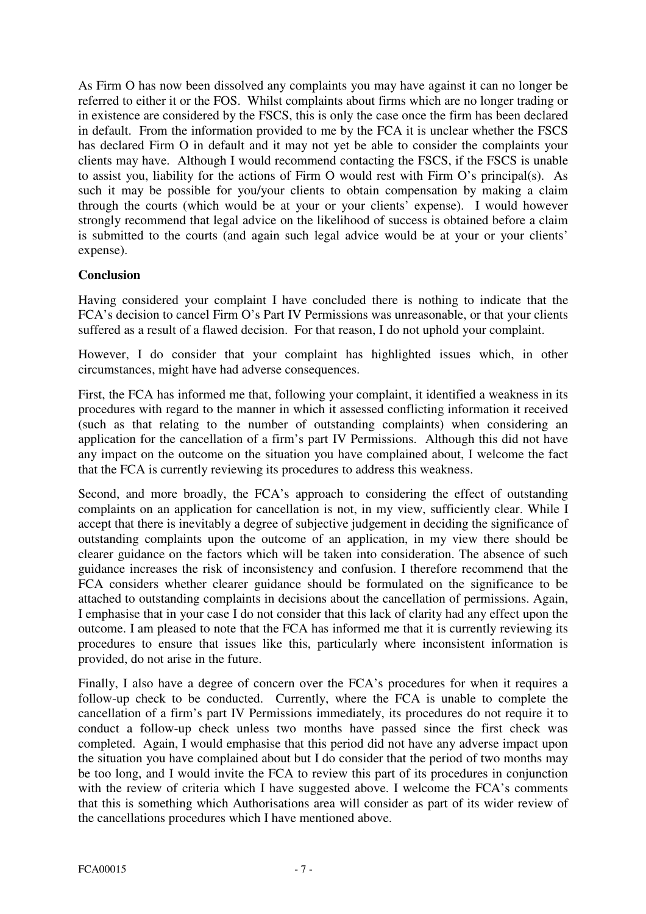As Firm O has now been dissolved any complaints you may have against it can no longer be referred to either it or the FOS. Whilst complaints about firms which are no longer trading or in existence are considered by the FSCS, this is only the case once the firm has been declared in default. From the information provided to me by the FCA it is unclear whether the FSCS has declared Firm O in default and it may not yet be able to consider the complaints your clients may have. Although I would recommend contacting the FSCS, if the FSCS is unable to assist you, liability for the actions of Firm O would rest with Firm O's principal(s). As such it may be possible for you/your clients to obtain compensation by making a claim through the courts (which would be at your or your clients' expense). I would however strongly recommend that legal advice on the likelihood of success is obtained before a claim is submitted to the courts (and again such legal advice would be at your or your clients' expense).

**Conclusion**

Having considered your complaint I have concluded there is nothing to indicate that the FCA's decision to cancel Firm O's Part IV Permissions was unreasonable, or that your clients suffered as a result of a flawed decision. For that reason, I do not uphold your complaint.

However, I do consider that your complaint has highlighted issues which, in other circumstances, might have had adverse consequences.

First, the FCA has informed me that, following your complaint, it identified a weakness in its procedures with regard to the manner in which it assessed conflicting information it received (such as that relating to the number of outstanding complaints) when considering an application for the cancellation of a firm's part IV Permissions. Although this did not have any impact on the outcome on the situation you have complained about, I welcome the fact that the FCA is currently reviewing its procedures to address this weakness.

Second, and more broadly, the FCA's approach to considering the effect of outstanding complaints on an application for cancellation is not, in my view, sufficiently clear. While I accept that there is inevitably a degree of subjective judgement in deciding the significance of outstanding complaints upon the outcome of an application, in my view there should be clearer guidance on the factors which will be taken into consideration. The absence of such guidance increases the risk of inconsistency and confusion. I therefore recommend that the FCA considers whether clearer guidance should be formulated on the significance to be attached to outstanding complaints in decisions about the cancellation of permissions. Again, I emphasise that in your case I do not consider that this lack of clarity had any effect upon the outcome. I am pleased to note that the FCA has informed me that it is currently reviewing its procedures to ensure that issues like this, particularly where inconsistent information is provided, do not arise in the future.

Finally, I also have a degree of concern over the FCA's procedures for when it requires a follow-up check to be conducted. Currently, where the FCA is unable to complete the cancellation of a firm's part IV Permissions immediately, its procedures do not require it to conduct a follow-up check unless two months have passed since the first check was completed. Again, I would emphasise that this period did not have any adverse impact upon the situation you have complained about but I do consider that the period of two months may be too long, and I would invite the FCA to review this part of its procedures in conjunction with the review of criteria which I have suggested above. I welcome the FCA's comments that this is something which Authorisations area will consider as part of its wider review of the cancellations procedures which I have mentioned above.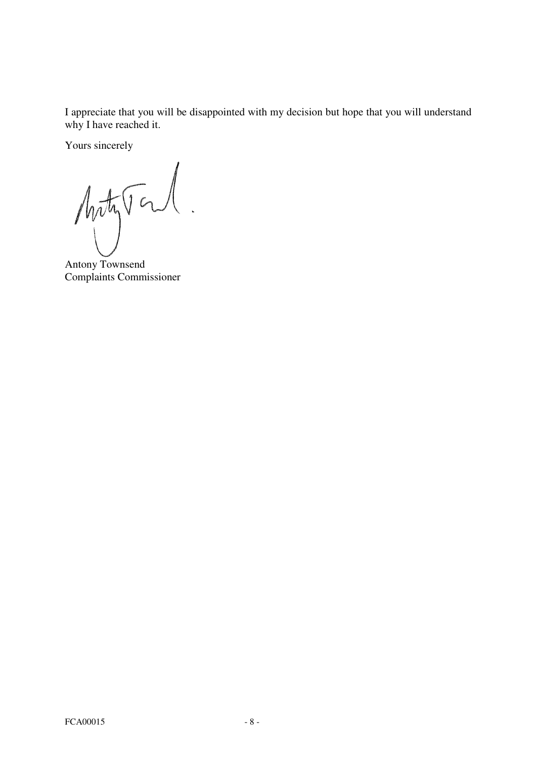I appreciate that you will be disappointed with my decision but hope that you will understand why I have reached it.

Yours sincerely

Antony Townsend
Complaints Commissioner

FCA00015